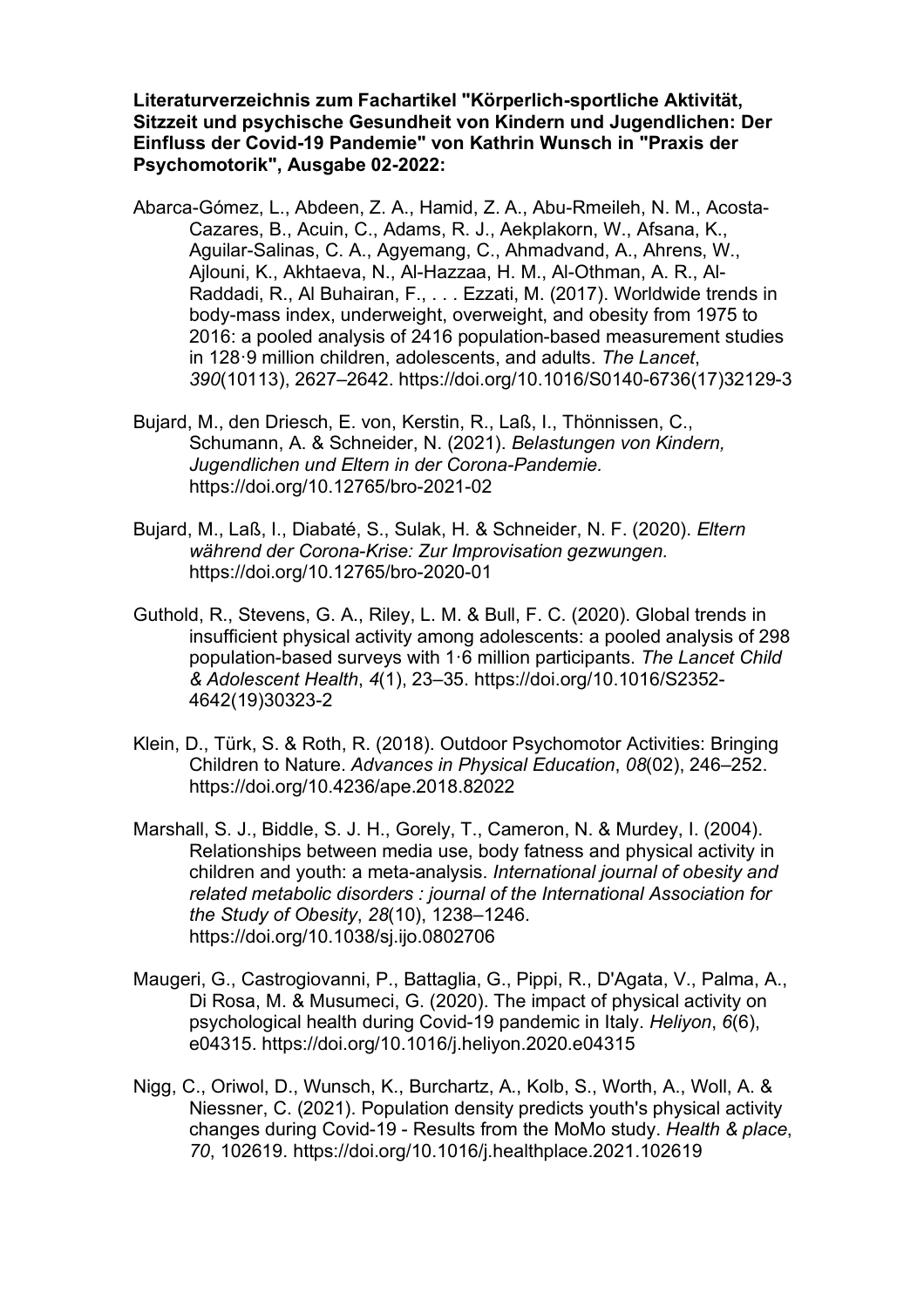**Literaturverzeichnis zum Fachartikel "Körperlich-sportliche Aktivität, Sitzzeit und psychische Gesundheit von Kindern und Jugendlichen: Der Einfluss der Covid-19 Pandemie" von Kathrin Wunsch in "Praxis der Psychomotorik", Ausgabe 02-2022:**

Abarca-Gómez, L., Abdeen, Z. A., Hamid, Z. A., Abu-Rmeileh, N. M., Acosta-Cazares, B., Acuin, C., Adams, R. J., Aekplakorn, W., Afsana, K., Aguilar-Salinas, C. A., Agyemang, C., Ahmadvand, A., Ahrens, W., Ajlouni, K., Akhtaeva, N., Al-Hazzaa, H. M., Al-Othman, A. R., Al-Raddadi, R., Al Buhairan, F., . . . Ezzati, M. (2017). Worldwide trends in body-mass index, underweight, overweight, and obesity from 1975 to 2016: a pooled analysis of 2416 population-based measurement studies in 128·9 million children, adolescents, and adults. *The Lancet*, *390*(10113), 2627–2642. https://doi.org/10.1016/S0140-6736(17)32129-3

Bujard, M., den Driesch, E. von, Kerstin, R., Laß, I., Thönnissen, C., Schumann, A. & Schneider, N. (2021). *Belastungen von Kindern, Jugendlichen und Eltern in der Corona-Pandemie.* https://doi.org/10.12765/bro-2021-02

Bujard, M., Laß, I., Diabaté, S., Sulak, H. & Schneider, N. F. (2020). *Eltern während der Corona-Krise: Zur Improvisation gezwungen.* https://doi.org/10.12765/bro-2020-01

Guthold, R., Stevens, G. A., Riley, L. M. & Bull, F. C. (2020). Global trends in insufficient physical activity among adolescents: a pooled analysis of 298 population-based surveys with 1·6 million participants. *The Lancet Child & Adolescent Health*, *4*(1), 23–35. https://doi.org/10.1016/S2352-4642(19)30323-2

Klein, D., Türk, S. & Roth, R. (2018). Outdoor Psychomotor Activities: Bringing Children to Nature. *Advances in Physical Education*, *08*(02), 246–252. https://doi.org/10.4236/ape.2018.82022

Marshall, S. J., Biddle, S. J. H., Gorely, T., Cameron, N. & Murdey, I. (2004). Relationships between media use, body fatness and physical activity in children and youth: a meta-analysis. *International journal of obesity and related metabolic disorders : journal of the International Association for the Study of Obesity*, *28*(10), 1238–1246. https://doi.org/10.1038/sj.ijo.0802706

Maugeri, G., Castrogiovanni, P., Battaglia, G., Pippi, R., D'Agata, V., Palma, A., Di Rosa, M. & Musumeci, G. (2020). The impact of physical activity on psychological health during Covid-19 pandemic in Italy. *Heliyon*, *6*(6), e04315. https://doi.org/10.1016/j.heliyon.2020.e04315

Nigg, C., Oriwol, D., Wunsch, K., Burchartz, A., Kolb, S., Worth, A., Woll, A. & Niessner, C. (2021). Population density predicts youth's physical activity changes during Covid-19 - Results from the MoMo study. *Health & place*, *70*, 102619. https://doi.org/10.1016/j.healthplace.2021.102619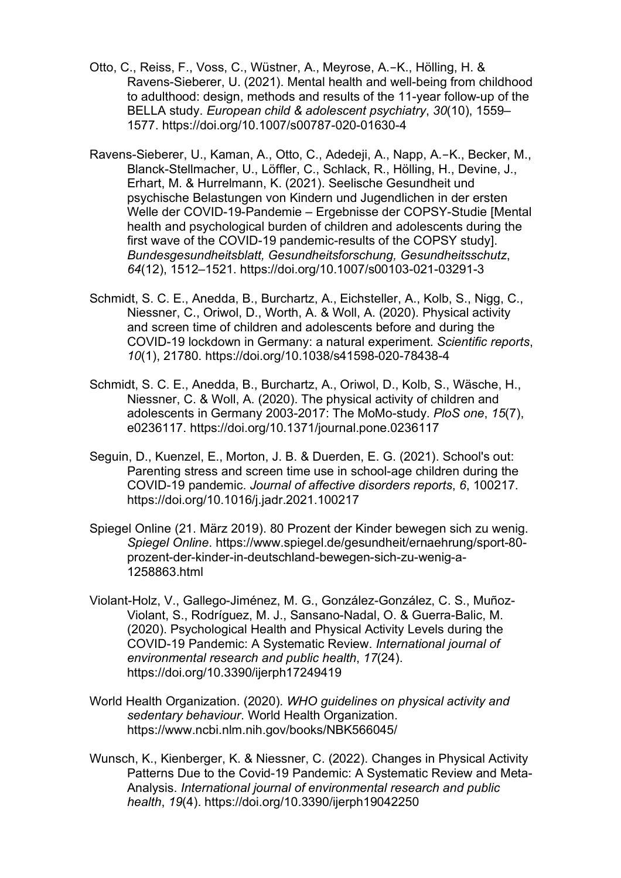Otto, C., Reiss, F., Voss, C., Wüstner, A., Meyrose, A.‑K., Hölling, H. & Ravens-Sieberer, U. (2021). Mental health and well-being from childhood to adulthood: design, methods and results of the 11-year follow-up of the BELLA study. *European child & adolescent psychiatry*, *30*(10), 1559–1577. https://doi.org/10.1007/s00787-020-01630-4

Ravens-Sieberer, U., Kaman, A., Otto, C., Adedeji, A., Napp, A.‑K., Becker, M., Blanck-Stellmacher, U., Löffler, C., Schlack, R., Hölling, H., Devine, J., Erhart, M. & Hurrelmann, K. (2021). Seelische Gesundheit und psychische Belastungen von Kindern und Jugendlichen in der ersten Welle der COVID-19-Pandemie – Ergebnisse der COPSY-Studie [Mental health and psychological burden of children and adolescents during the first wave of the COVID-19 pandemic-results of the COPSY study]. *Bundesgesundheitsblatt, Gesundheitsforschung, Gesundheitsschutz*, *64*(12), 1512–1521. https://doi.org/10.1007/s00103-021-03291-3

Schmidt, S. C. E., Anedda, B., Burchartz, A., Eichsteller, A., Kolb, S., Nigg, C., Niessner, C., Oriwol, D., Worth, A. & Woll, A. (2020). Physical activity and screen time of children and adolescents before and during the COVID-19 lockdown in Germany: a natural experiment. *Scientific reports*, *10*(1), 21780. https://doi.org/10.1038/s41598-020-78438-4

Schmidt, S. C. E., Anedda, B., Burchartz, A., Oriwol, D., Kolb, S., Wäsche, H., Niessner, C. & Woll, A. (2020). The physical activity of children and adolescents in Germany 2003-2017: The MoMo-study. *PloS one*, *15*(7), e0236117. https://doi.org/10.1371/journal.pone.0236117

Seguin, D., Kuenzel, E., Morton, J. B. & Duerden, E. G. (2021). School's out: Parenting stress and screen time use in school-age children during the COVID-19 pandemic. *Journal of affective disorders reports*, *6*, 100217. https://doi.org/10.1016/j.jadr.2021.100217

Spiegel Online (21. März 2019). 80 Prozent der Kinder bewegen sich zu wenig. *Spiegel Online*. https://www.spiegel.de/gesundheit/ernaehrung/sport-80-prozent-der-kinder-in-deutschland-bewegen-sich-zu-wenig-a-1258863.html

Violant-Holz, V., Gallego-Jiménez, M. G., González-González, C. S., Muñoz-Violant, S., Rodríguez, M. J., Sansano-Nadal, O. & Guerra-Balic, M. (2020). Psychological Health and Physical Activity Levels during the COVID-19 Pandemic: A Systematic Review. *International journal of environmental research and public health*, *17*(24). https://doi.org/10.3390/ijerph17249419

World Health Organization. (2020). *WHO guidelines on physical activity and sedentary behaviour*. World Health Organization. https://www.ncbi.nlm.nih.gov/books/NBK566045/

Wunsch, K., Kienberger, K. & Niessner, C. (2022). Changes in Physical Activity Patterns Due to the Covid-19 Pandemic: A Systematic Review and Meta-Analysis. *International journal of environmental research and public health*, *19*(4). https://doi.org/10.3390/ijerph19042250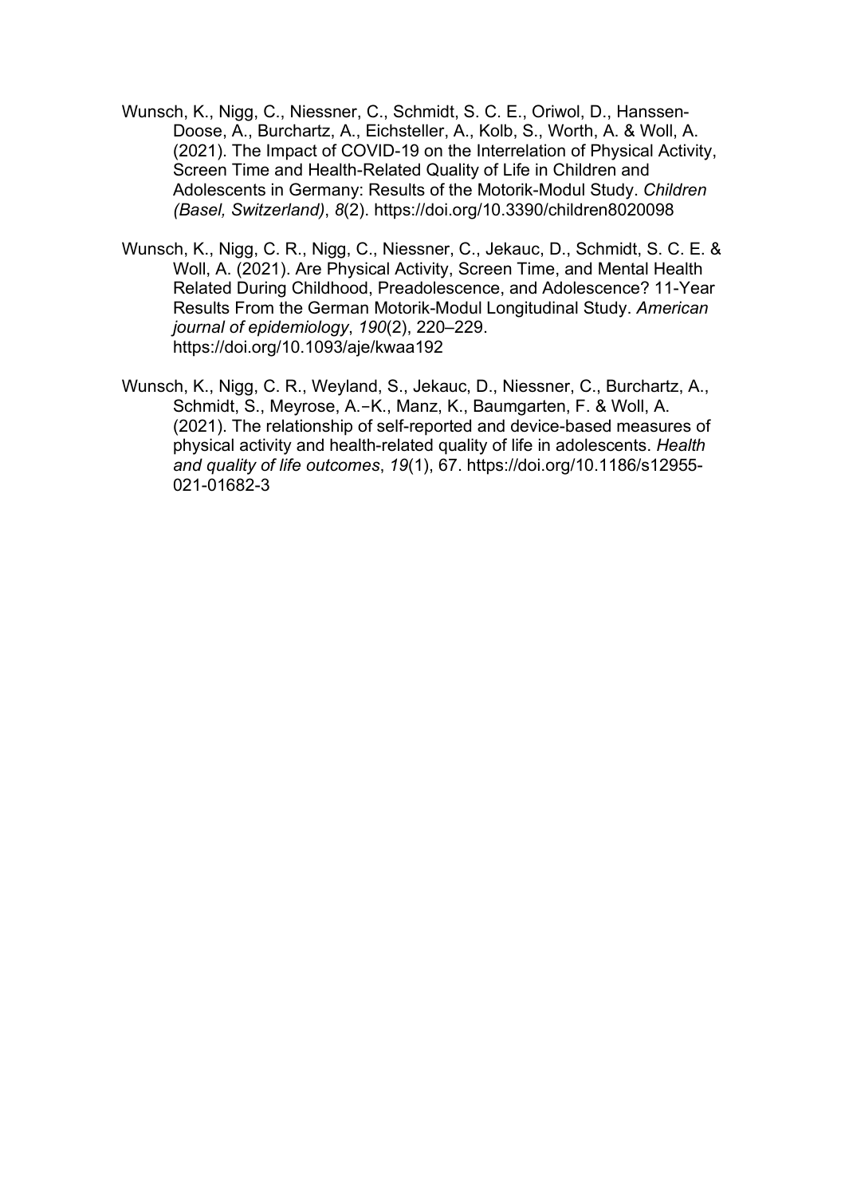Wunsch, K., Nigg, C., Niessner, C., Schmidt, S. C. E., Oriwol, D., Hanssen-Doose, A., Burchartz, A., Eichsteller, A., Kolb, S., Worth, A. & Woll, A. (2021). The Impact of COVID-19 on the Interrelation of Physical Activity, Screen Time and Health-Related Quality of Life in Children and Adolescents in Germany: Results of the Motorik-Modul Study. *Children (Basel, Switzerland)*, *8*(2). https://doi.org/10.3390/children8020098

Wunsch, K., Nigg, C. R., Nigg, C., Niessner, C., Jekauc, D., Schmidt, S. C. E. & Woll, A. (2021). Are Physical Activity, Screen Time, and Mental Health Related During Childhood, Preadolescence, and Adolescence? 11-Year Results From the German Motorik-Modul Longitudinal Study. *American journal of epidemiology*, *190*(2), 220–229. https://doi.org/10.1093/aje/kwaa192

Wunsch, K., Nigg, C. R., Weyland, S., Jekauc, D., Niessner, C., Burchartz, A., Schmidt, S., Meyrose, A.‑K., Manz, K., Baumgarten, F. & Woll, A. (2021). The relationship of self-reported and device-based measures of physical activity and health-related quality of life in adolescents. *Health and quality of life outcomes*, *19*(1), 67. https://doi.org/10.1186/s12955-021-01682-3